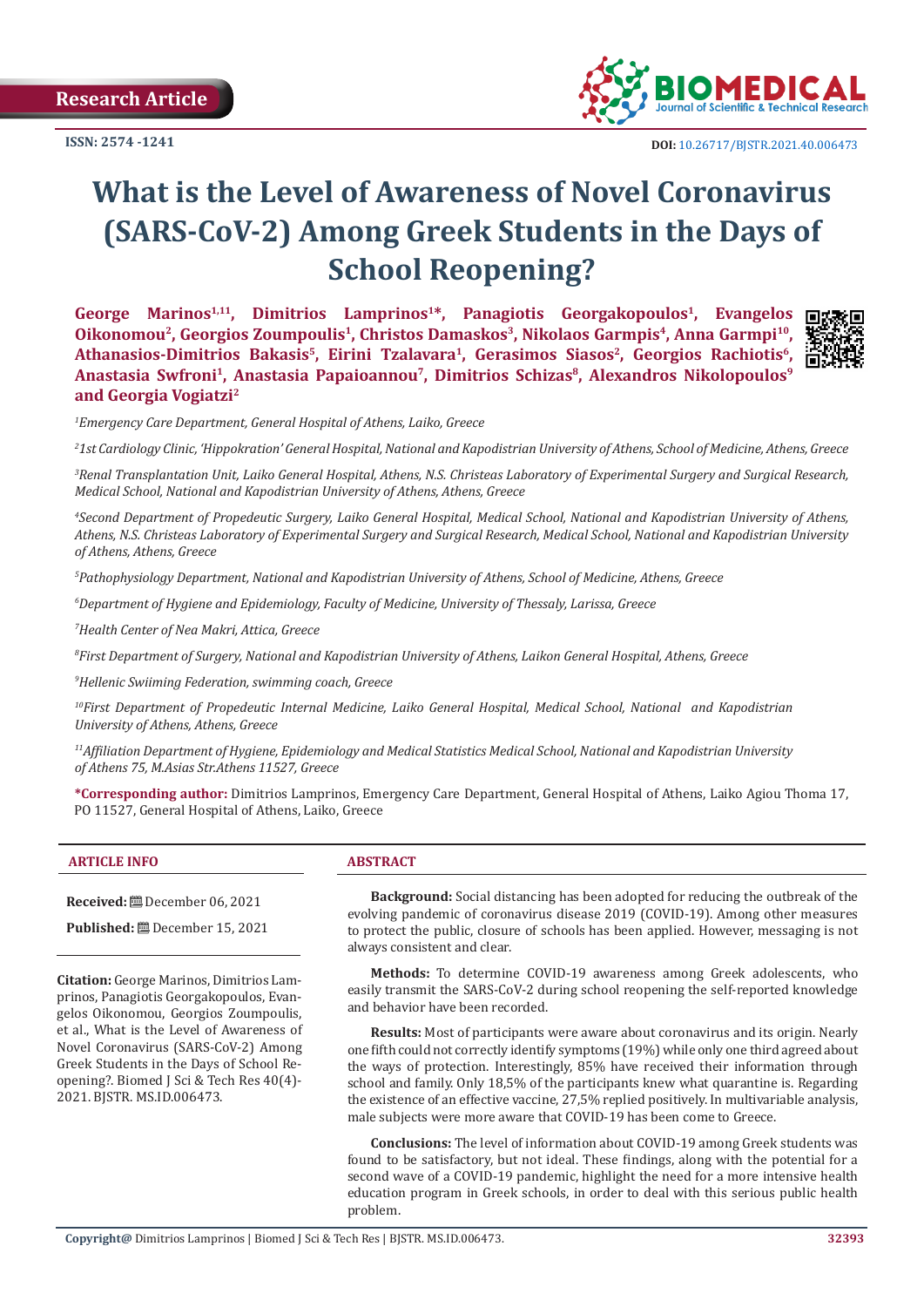Research Article

ISSN: 2574 -1241

DOI: 10.26717/BJSTR.2021.40.006473

# What is the Level of Awareness of Novel Coronavirus (SARS-CoV-2) Among Greek Students in the Days of School Reopening?

**George Marinos[1,11], Dimitrios Lamprinos[1*], Panagiotis Georgakopoulos[1], Evangelos Oikonomou[2], Georgios Zoumpoulis[1], Christos Damaskos[3], Nikolaos Garmpis[4], Anna Garmpi[10], Athanasios-Dimitrios Bakasis[5], Eirini Tzalavara[1], Gerasimos Siasos[2], Georgios Rachiotis[6], Anastasia Swfroni[1], Anastasia Papaioannou[7], Dimitrios Schizas[8], Alexandros Nikolopoulos[9] and Georgia Vogiatzi[2]**

*[1]Emergency Care Department, General Hospital of Athens, Laiko, Greece*

*[2]1st Cardiology Clinic, 'Hippokration' General Hospital, National and Kapodistrian University of Athens, School of Medicine, Athens, Greece*

*[3]Renal Transplantation Unit, Laiko General Hospital, Athens, N.S. Christeas Laboratory of Experimental Surgery and Surgical Research, Medical School, National and Kapodistrian University of Athens, Athens, Greece*

*[4]Second Department of Propedeutic Surgery, Laiko General Hospital, Medical School, National and Kapodistrian University of Athens, Athens, N.S. Christeas Laboratory of Experimental Surgery and Surgical Research, Medical School, National and Kapodistrian University of Athens, Athens, Greece*

*[5]Pathophysiology Department, National and Kapodistrian University of Athens, School of Medicine, Athens, Greece*

*[6]Department of Hygiene and Epidemiology, Faculty of Medicine, University of Thessaly, Larissa, Greece*

*[7]Health Center of Nea Makri, Attica, Greece*

*[8]First Department of Surgery, National and Kapodistrian University of Athens, Laikon General Hospital, Athens, Greece*

*[9]Hellenic Swiiming Federation, swimming coach, Greece*

*[10]First Department of Propedeutic Internal Medicine, Laiko General Hospital, Medical School, National and Kapodistrian University of Athens, Athens, Greece*

*[11]Affiliation Department of Hygiene, Epidemiology and Medical Statistics Medical School, National and Kapodistrian University of Athens 75, M.Asias Str.Athens 11527, Greece*

**\*Corresponding author:** Dimitrios Lamprinos, Emergency Care Department, General Hospital of Athens, Laiko Agiou Thoma 17, PO 11527, General Hospital of Athens, Laiko, Greece

## ARTICLE INFO

**Received:** December 06, 2021

**Published:** December 15, 2021

**Citation:** George Marinos, Dimitrios Lamprinos, Panagiotis Georgakopoulos, Evangelos Oikonomou, Georgios Zoumpoulis, et al., What is the Level of Awareness of Novel Coronavirus (SARS-CoV-2) Among Greek Students in the Days of School Reopening?. Biomed J Sci & Tech Res 40(4)-2021. BJSTR. MS.ID.006473.

## ABSTRACT

**Background:** Social distancing has been adopted for reducing the outbreak of the evolving pandemic of coronavirus disease 2019 (COVID-19). Among other measures to protect the public, closure of schools has been applied. However, messaging is not always consistent and clear.

**Methods:** To determine COVID-19 awareness among Greek adolescents, who easily transmit the SARS-CoV-2 during school reopening the self-reported knowledge and behavior have been recorded.

**Results:** Most of participants were aware about coronavirus and its origin. Nearly one fifth could not correctly identify symptoms (19%) while only one third agreed about the ways of protection. Interestingly, 85% have received their information through school and family. Only 18,5% of the participants knew what quarantine is. Regarding the existence of an effective vaccine, 27,5% replied positively. In multivariable analysis, male subjects were more aware that COVID-19 has been come to Greece.

**Conclusions:** The level of information about COVID-19 among Greek students was found to be satisfactory, but not ideal. These findings, along with the potential for a second wave of a COVID-19 pandemic, highlight the need for a more intensive health education program in Greek schools, in order to deal with this serious public health problem.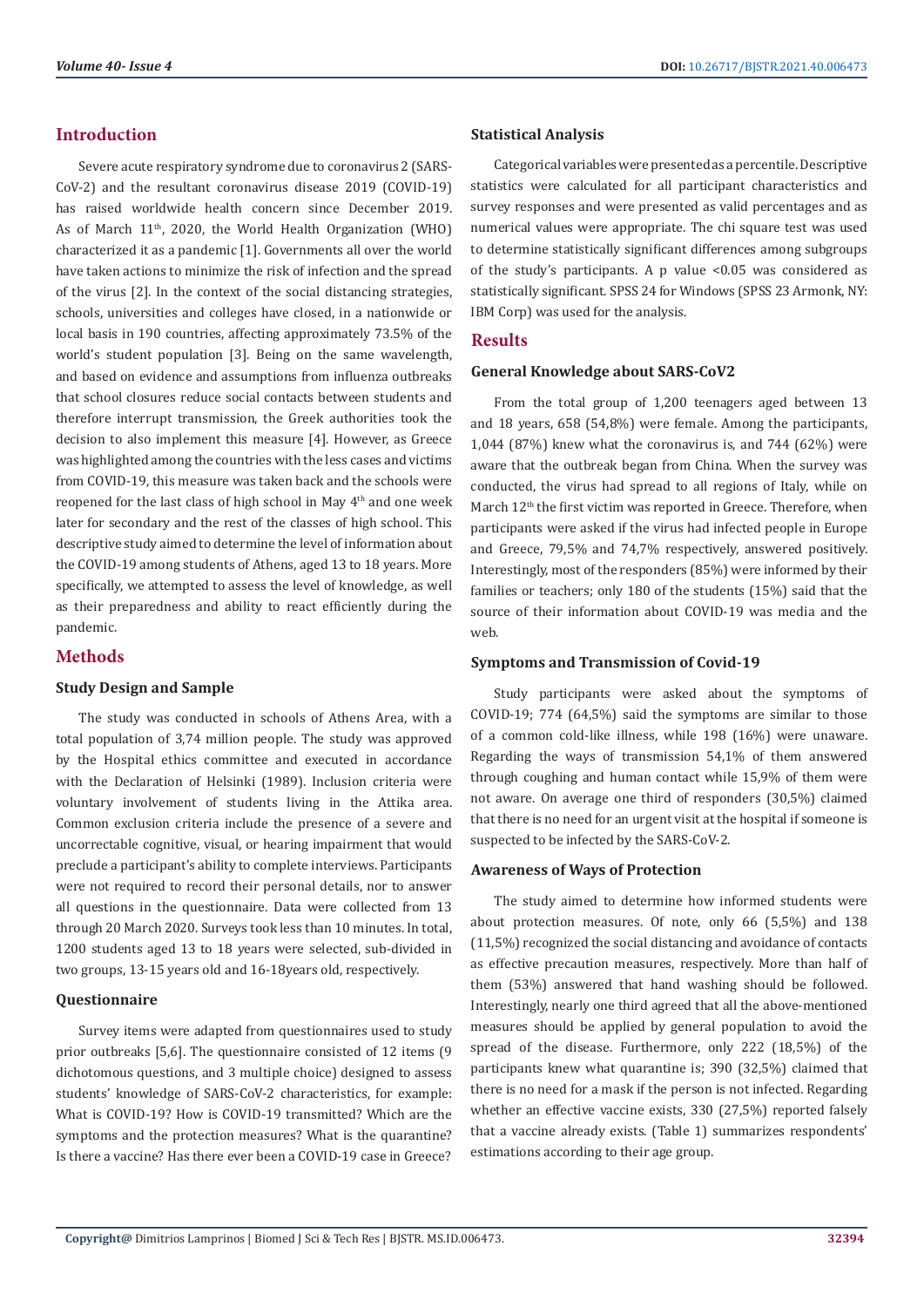## Introduction

Severe acute respiratory syndrome due to coronavirus 2 (SARS-CoV-2) and the resultant coronavirus disease 2019 (COVID-19) has raised worldwide health concern since December 2019. As of March 11th, 2020, the World Health Organization (WHO) characterized it as a pandemic [1]. Governments all over the world have taken actions to minimize the risk of infection and the spread of the virus [2]. In the context of the social distancing strategies, schools, universities and colleges have closed, in a nationwide or local basis in 190 countries, affecting approximately 73.5% of the world's student population [3]. Being on the same wavelength, and based on evidence and assumptions from influenza outbreaks that school closures reduce social contacts between students and therefore interrupt transmission, the Greek authorities took the decision to also implement this measure [4]. However, as Greece was highlighted among the countries with the less cases and victims from COVID-19, this measure was taken back and the schools were reopened for the last class of high school in May 4th and one week later for secondary and the rest of the classes of high school. This descriptive study aimed to determine the level of information about the COVID-19 among students of Athens, aged 13 to 18 years. More specifically, we attempted to assess the level of knowledge, as well as their preparedness and ability to react efficiently during the pandemic.

## Methods

### Study Design and Sample

The study was conducted in schools of Athens Area, with a total population of 3,74 million people. The study was approved by the Hospital ethics committee and executed in accordance with the Declaration of Helsinki (1989). Inclusion criteria were voluntary involvement of students living in the Attika area. Common exclusion criteria include the presence of a severe and uncorrectable cognitive, visual, or hearing impairment that would preclude a participant's ability to complete interviews. Participants were not required to record their personal details, nor to answer all questions in the questionnaire. Data were collected from 13 through 20 March 2020. Surveys took less than 10 minutes. In total, 1200 students aged 13 to 18 years were selected, sub-divided in two groups, 13-15 years old and 16-18years old, respectively.

### Questionnaire

Survey items were adapted from questionnaires used to study prior outbreaks [5,6]. The questionnaire consisted of 12 items (9 dichotomous questions, and 3 multiple choice) designed to assess students' knowledge of SARS-CoV-2 characteristics, for example: What is COVID-19? How is COVID-19 transmitted? Which are the symptoms and the protection measures? What is the quarantine? Is there a vaccine? Has there ever been a COVID-19 case in Greece?

### Statistical Analysis

Categorical variables were presented as a percentile. Descriptive statistics were calculated for all participant characteristics and survey responses and were presented as valid percentages and as numerical values were appropriate. The chi square test was used to determine statistically significant differences among subgroups of the study's participants. A p value $<0.05$ was considered as statistically significant. SPSS 24 for Windows (SPSS 23 Armonk, NY: IBM Corp) was used for the analysis.

## Results

### General Knowledge about SARS-CoV2

From the total group of 1,200 teenagers aged between 13 and 18 years, 658 (54,8%) were female. Among the participants, 1,044 (87%) knew what the coronavirus is, and 744 (62%) were aware that the outbreak began from China. When the survey was conducted, the virus had spread to all regions of Italy, while on March 12th the first victim was reported in Greece. Therefore, when participants were asked if the virus had infected people in Europe and Greece, 79,5% and 74,7% respectively, answered positively. Interestingly, most of the responders (85%) were informed by their families or teachers; only 180 of the students (15%) said that the source of their information about COVID-19 was media and the web.

### Symptoms and Transmission of Covid-19

Study participants were asked about the symptoms of COVID-19; 774 (64,5%) said the symptoms are similar to those of a common cold-like illness, while 198 (16%) were unaware. Regarding the ways of transmission 54,1% of them answered through coughing and human contact while 15,9% of them were not aware. On average one third of responders (30,5%) claimed that there is no need for an urgent visit at the hospital if someone is suspected to be infected by the SARS-CoV-2.

### Awareness of Ways of Protection

The study aimed to determine how informed students were about protection measures. Of note, only 66 (5,5%) and 138 (11,5%) recognized the social distancing and avoidance of contacts as effective precaution measures, respectively. More than half of them (53%) answered that hand washing should be followed. Interestingly, nearly one third agreed that all the above-mentioned measures should be applied by general population to avoid the spread of the disease. Furthermore, only 222 (18,5%) of the participants knew what quarantine is; 390 (32,5%) claimed that there is no need for a mask if the person is not infected. Regarding whether an effective vaccine exists, 330 (27,5%) reported falsely that a vaccine already exists. (Table 1) summarizes respondents' estimations according to their age group.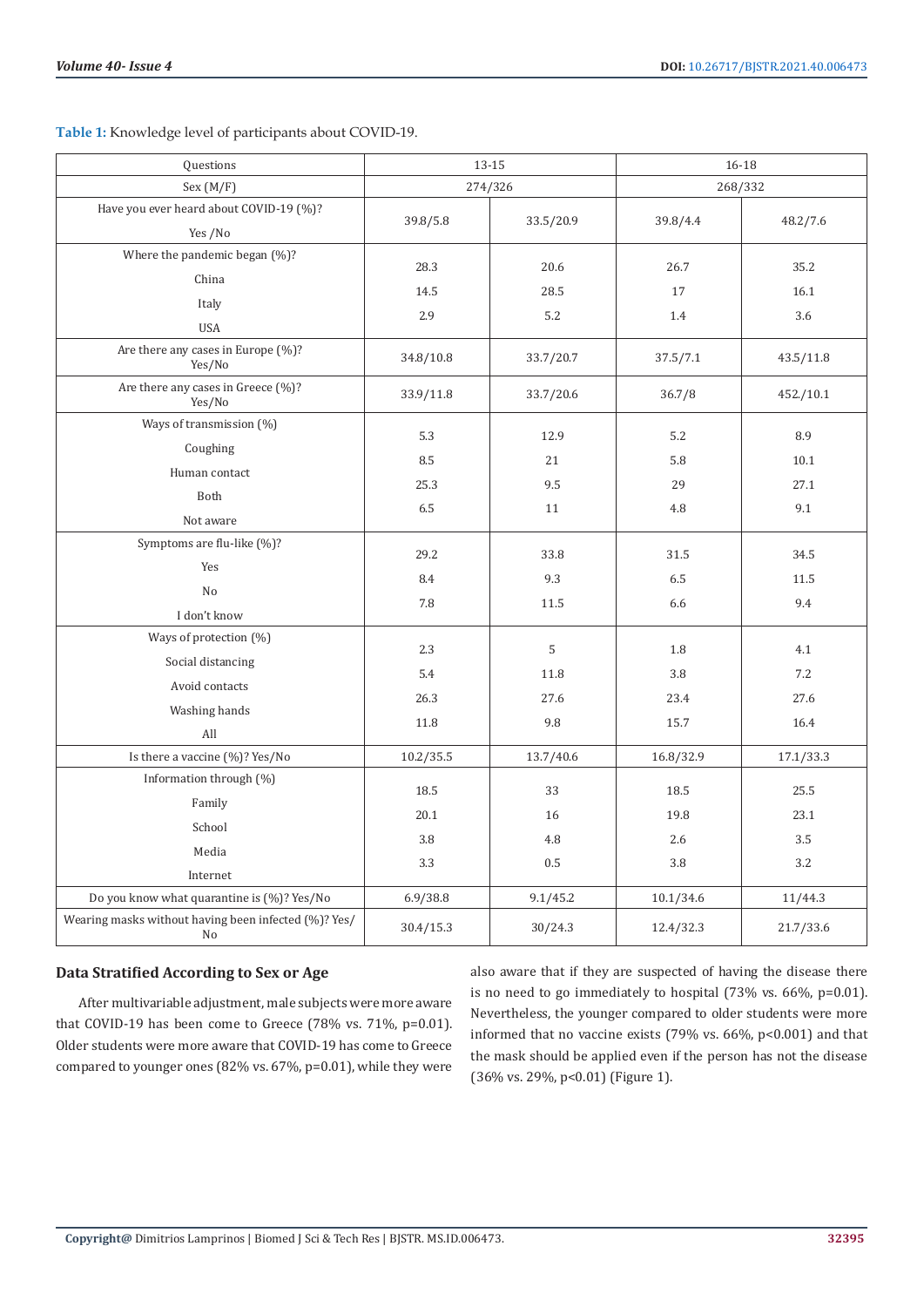**Table 1:** Knowledge level of participants about COVID-19.

| Questions | 13-15 | | 16-18 | |
|---|---|---|---|---|
| Sex (M/F) | 274/326 | | 268/332 | |
| Have you ever heard about COVID-19 (%)? Yes /No | 39.8/5.8 | 33.5/20.9 | 39.8/4.4 | 48.2/7.6 |
| Where the pandemic began (%)? | | | | |
| China | 28.3 | 20.6 | 26.7 | 35.2 |
| Italy | 14.5 | 28.5 | 17 | 16.1 |
| USA | 2.9 | 5.2 | 1.4 | 3.6 |
| Are there any cases in Europe (%)? Yes/No | 34.8/10.8 | 33.7/20.7 | 37.5/7.1 | 43.5/11.8 |
| Are there any cases in Greece (%)? Yes/No | 33.9/11.8 | 33.7/20.6 | 36.7/8 | 452./10.1 |
| Ways of transmission (%) | | | | |
| Coughing | 5.3 | 12.9 | 5.2 | 8.9 |
| Human contact | 8.5 | 21 | 5.8 | 10.1 |
| Both | 25.3 | 9.5 | 29 | 27.1 |
| Not aware | 6.5 | 11 | 4.8 | 9.1 |
| Symptoms are flu-like (%)? | | | | |
| Yes | 29.2 | 33.8 | 31.5 | 34.5 |
| No | 8.4 | 9.3 | 6.5 | 11.5 |
| I don't know | 7.8 | 11.5 | 6.6 | 9.4 |
| Ways of protection (%) | | | | |
| Social distancing | 2.3 | 5 | 1.8 | 4.1 |
| Avoid contacts | 5.4 | 11.8 | 3.8 | 7.2 |
| Washing hands | 26.3 | 27.6 | 23.4 | 27.6 |
| All | 11.8 | 9.8 | 15.7 | 16.4 |
| Is there a vaccine (%)? Yes/No | 10.2/35.5 | 13.7/40.6 | 16.8/32.9 | 17.1/33.3 |
| Information through (%) | | | | |
| Family | 18.5 | 33 | 18.5 | 25.5 |
| School | 20.1 | 16 | 19.8 | 23.1 |
| Media | 3.8 | 4.8 | 2.6 | 3.5 |
| Internet | 3.3 | 0.5 | 3.8 | 3.2 |
| Do you know what quarantine is (%)? Yes/No | 6.9/38.8 | 9.1/45.2 | 10.1/34.6 | 11/44.3 |
| Wearing masks without having been infected (%)? Yes/No | 30.4/15.3 | 30/24.3 | 12.4/32.3 | 21.7/33.6 |

## Data Stratified According to Sex or Age

After multivariable adjustment, male subjects were more aware that COVID-19 has been come to Greece (78% vs. 71%, p=0.01). Older students were more aware that COVID-19 has come to Greece compared to younger ones (82% vs. 67%, p=0.01), while they were also aware that if they are suspected of having the disease there is no need to go immediately to hospital (73% vs. 66%, p=0.01). Nevertheless, the younger compared to older students were more informed that no vaccine exists (79% vs. 66%, p<0.001) and that the mask should be applied even if the person has not the disease (36% vs. 29%, p<0.01) (Figure 1).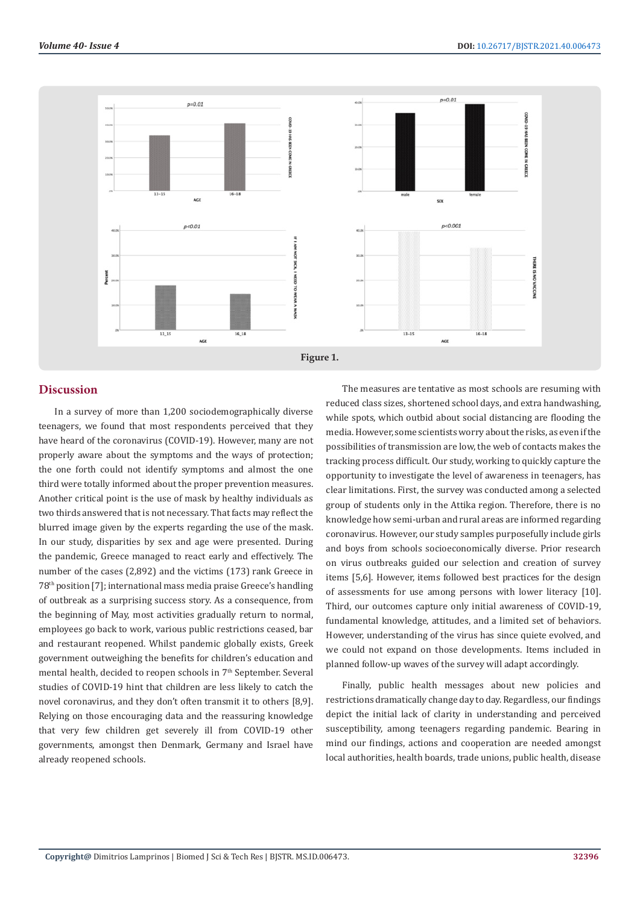Figure 1.

## Discussion

In a survey of more than 1,200 sociodemographically diverse teenagers, we found that most respondents perceived that they have heard of the coronavirus (COVID-19). However, many are not properly aware about the symptoms and the ways of protection; the one forth could not identify symptoms and almost the one third were totally informed about the proper prevention measures. Another critical point is the use of mask by healthy individuals as two thirds answered that is not necessary. That facts may reflect the blurred image given by the experts regarding the use of the mask. In our study, disparities by sex and age were presented. During the pandemic, Greece managed to react early and effectively. The number of the cases (2,892) and the victims (173) rank Greece in 78th position [7]; international mass media praise Greece's handling of outbreak as a surprising success story. As a consequence, from the beginning of May, most activities gradually return to normal, employees go back to work, various public restrictions ceased, bar and restaurant reopened. Whilst pandemic globally exists, Greek government outweighing the benefits for children's education and mental health, decided to reopen schools in 7th September. Several studies of COVID-19 hint that children are less likely to catch the novel coronavirus, and they don't often transmit it to others [8,9]. Relying on those encouraging data and the reassuring knowledge that very few children get severely ill from COVID-19 other governments, amongst then Denmark, Germany and Israel have already reopened schools.

The measures are tentative as most schools are resuming with reduced class sizes, shortened school days, and extra handwashing, while spots, which outbid about social distancing are flooding the media. However, some scientists worry about the risks, as even if the possibilities of transmission are low, the web of contacts makes the tracking process difficult. Our study, working to quickly capture the opportunity to investigate the level of awareness in teenagers, has clear limitations. First, the survey was conducted among a selected group of students only in the Attika region. Therefore, there is no knowledge how semi-urban and rural areas are informed regarding coronavirus. However, our study samples purposefully include girls and boys from schools socioeconomically diverse. Prior research on virus outbreaks guided our selection and creation of survey items [5,6]. However, items followed best practices for the design of assessments for use among persons with lower literacy [10]. Third, our outcomes capture only initial awareness of COVID-19, fundamental knowledge, attitudes, and a limited set of behaviors. However, understanding of the virus has since quiete evolved, and we could not expand on those developments. Items included in planned follow-up waves of the survey will adapt accordingly.

Finally, public health messages about new policies and restrictions dramatically change day to day. Regardless, our findings depict the initial lack of clarity in understanding and perceived susceptibility, among teenagers regarding pandemic. Bearing in mind our findings, actions and cooperation are needed amongst local authorities, health boards, trade unions, public health, disease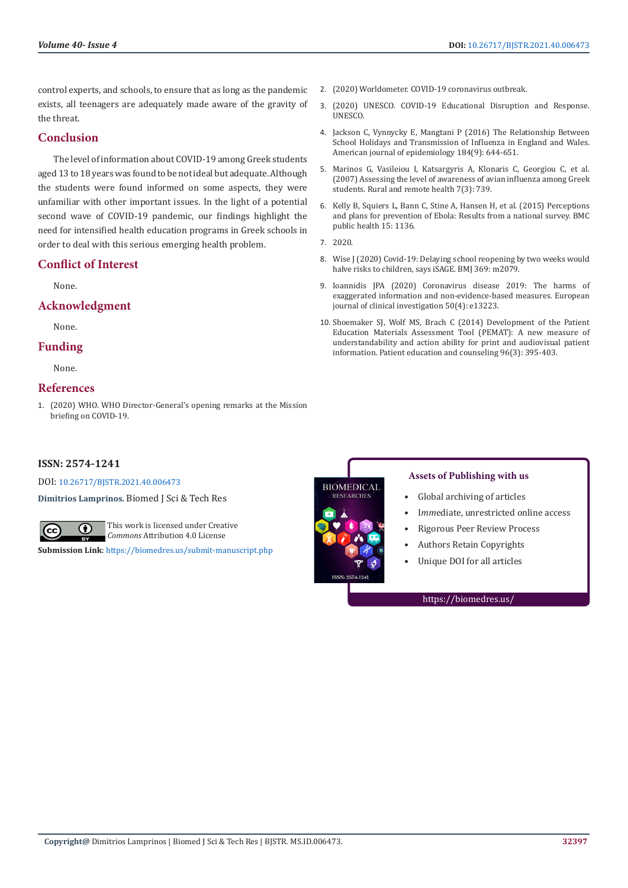control experts, and schools, to ensure that as long as the pandemic exists, all teenagers are adequately made aware of the gravity of the threat.

## Conclusion

The level of information about COVID-19 among Greek students aged 13 to 18 years was found to be not ideal but adequate. Although the students were found informed on some aspects, they were unfamiliar with other important issues. In the light of a potential second wave of COVID-19 pandemic, our findings highlight the need for intensified health education programs in Greek schools in order to deal with this serious emerging health problem.

## Conflict of Interest

None.

## Acknowledgment

None.

## Funding

None.

## References

1. (2020) WHO. WHO Director-General's opening remarks at the Mission briefing on COVID-19.
2. (2020) Worldometer. COVID-19 coronavirus outbreak.
3. (2020) UNESCO. COVID-19 Educational Disruption and Response. UNESCO.
4. Jackson C, Vynnycky E, Mangtani P (2016) The Relationship Between School Holidays and Transmission of Influenza in England and Wales. American journal of epidemiology 184(9): 644-651.
5. Marinos G, Vasileiou I, Katsargyris A, Klonaris C, Georgiou C, et al. (2007) Assessing the level of awareness of avian influenza among Greek students. Rural and remote health 7(3): 739.
6. Kelly B, Squiers L, Bann C, Stine A, Hansen H, et al. (2015) Perceptions and plans for prevention of Ebola: Results from a national survey. BMC public health 15: 1136.
7. 2020.
8. Wise J (2020) Covid-19: Delaying school reopening by two weeks would halve risks to children, says iSAGE. BMJ 369: m2079.
9. Ioannidis JPA (2020) Coronavirus disease 2019: The harms of exaggerated information and non-evidence-based measures. European journal of clinical investigation 50(4): e13223.
10. Shoemaker SJ, Wolf MS, Brach C (2014) Development of the Patient Education Materials Assessment Tool (PEMAT): A new measure of understandability and action ability for print and audiovisual patient information. Patient education and counseling 96(3): 395-403.

**ISSN: 2574-1241**

DOI: 10.26717/BJSTR.2021.40.006473

**Dimitrios Lamprinos.** Biomed J Sci & Tech Res

This work is licensed under Creative *Commons* Attribution 4.0 License

**Submission Link**: https://biomedres.us/submit-manuscript.php

**Assets of Publishing with us**

- Global archiving of articles
- Immediate, unrestricted online access
- Rigorous Peer Review Process
- Authors Retain Copyrights
- Unique DOI for all articles

https://biomedres.us/